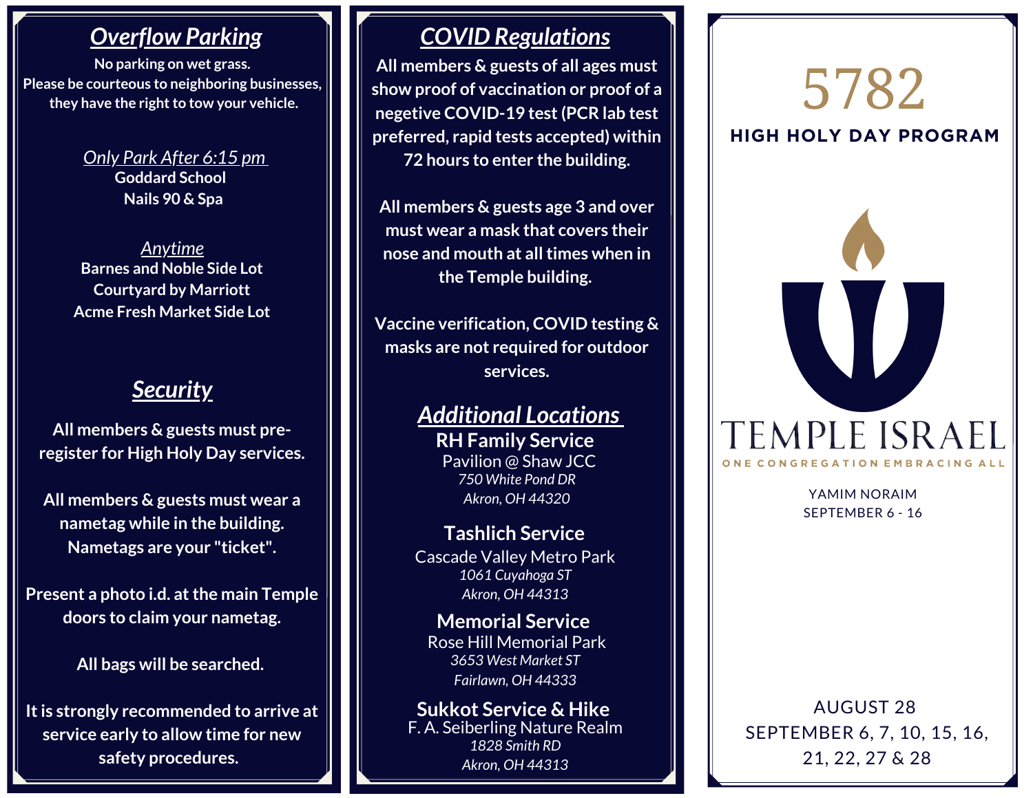## Overflow Parking

**No parking on wet grass.**
**Please be courteous to neighboring businesses, they have the right to tow your vehicle.**

*Only Park After 6:15 pm*

**Goddard School**
**Nails 90 & Spa**

*Anytime*

**Barnes and Noble Side Lot**
**Courtyard by Marriott**
**Acme Fresh Market Side Lot**

## Security

**All members & guests must pre-register for High Holy Day services.**

**All members & guests must wear a nametag while in the building. Nametags are your "ticket".**

**Present a photo i.d. at the main Temple doors to claim your nametag.**

**All bags will be searched.**

**It is strongly recommended to arrive at service early to allow time for new safety procedures.**

## COVID Regulations

**All members & guests of all ages must show proof of vaccination or proof of a negetive COVID-19 test (PCR lab test preferred, rapid tests accepted) within 72 hours to enter the building.**

**All members & guests age 3 and over must wear a mask that covers their nose and mouth at all times when in the Temple building.**

**Vaccine verification, COVID testing & masks are not required for outdoor services.**

## Additional Locations

**RH Family Service**
Pavilion @ Shaw JCC
*750 White Pond DR*
*Akron, OH 44320*

**Tashlich Service**
Cascade Valley Metro Park
*1061 Cuyahoga ST*
*Akron, OH 44313*

**Memorial Service**
Rose Hill Memorial Park
*3653 West Market ST*
*Fairlawn, OH 44333*

**Sukkot Service & Hike**
F. A. Seiberling Nature Realm
*1828 Smith RD*
*Akron, OH 44313*

# 5782

## HIGH HOLY DAY PROGRAM

TEMPLE ISRAEL
ONE CONGREGATION EMBRACING ALL

YAMIM NORAIM
SEPTEMBER 6 - 16

AUGUST 28
SEPTEMBER 6, 7, 10, 15, 16, 21, 22, 27 & 28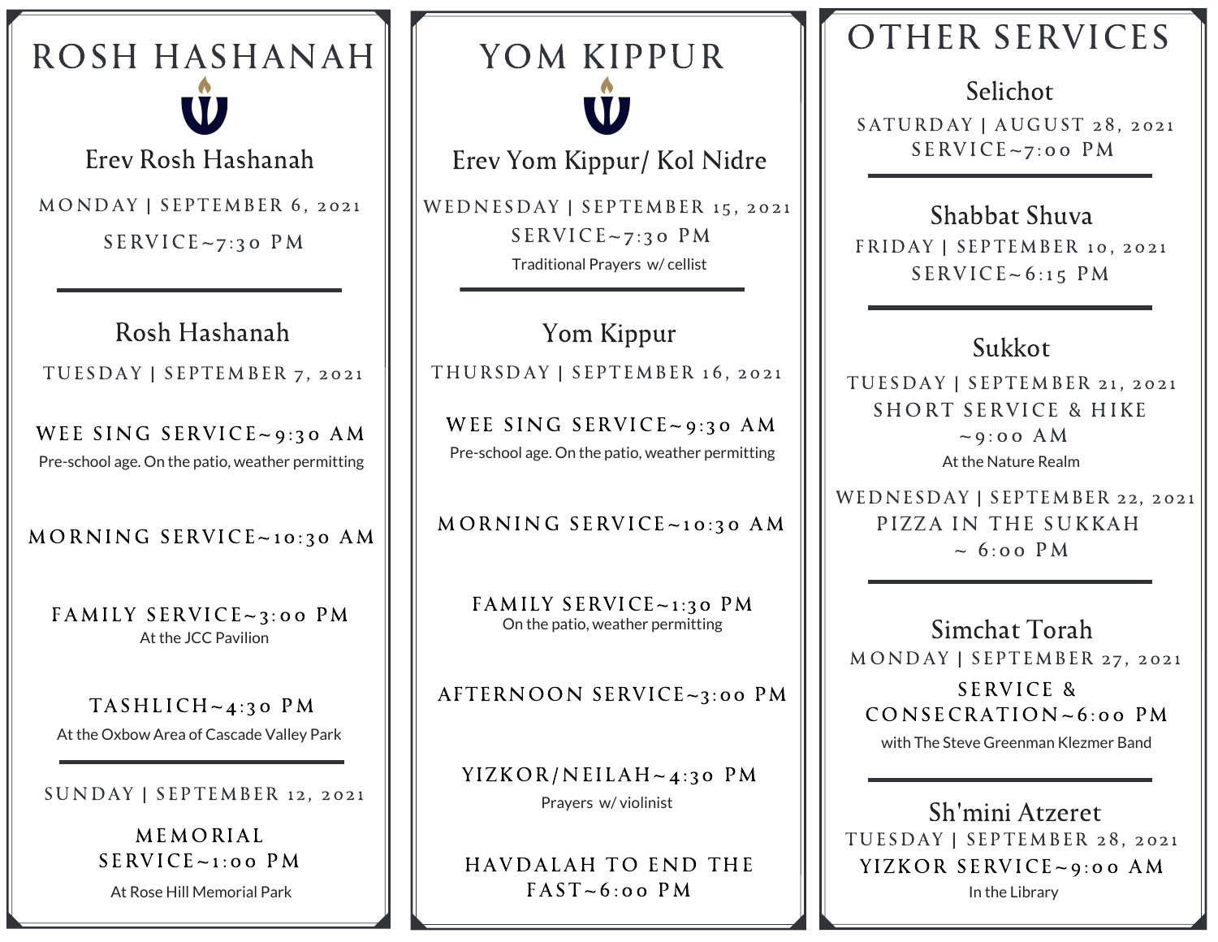# ROSH HASHANAH

## Erev Rosh Hashanah

MONDAY | SEPTEMBER 6, 2021

SERVICE~7:30 PM

---

## Rosh Hashanah

TUESDAY | SEPTEMBER 7, 2021

WEE SING SERVICE~9:30 AM

Pre-school age. On the patio, weather permitting

MORNING SERVICE~10:30 AM

FAMILY SERVICE~3:00 PM

At the JCC Pavilion

TASHLICH~4:30 PM

At the Oxbow Area of Cascade Valley Park

---

SUNDAY | SEPTEMBER 12, 2021

MEMORIAL SERVICE~1:00 PM

At Rose Hill Memorial Park

# YOM KIPPUR

## Erev Yom Kippur/ Kol Nidre

WEDNESDAY | SEPTEMBER 15, 2021

SERVICE~7:30 PM

Traditional Prayers w/ cellist

---

## Yom Kippur

THURSDAY | SEPTEMBER 16, 2021

WEE SING SERVICE~9:30 AM

Pre-school age. On the patio, weather permitting

MORNING SERVICE~10:30 AM

FAMILY SERVICE~1:30 PM

On the patio, weather permitting

AFTERNOON SERVICE~3:00 PM

YIZKOR/NEILAH~4:30 PM

Prayers w/ violinist

HAVDALAH TO END THE FAST~6:00 PM

# OTHER SERVICES

## Selichot

SATURDAY | AUGUST 28, 2021

SERVICE~7:00 PM

---

## Shabbat Shuva

FRIDAY | SEPTEMBER 10, 2021

SERVICE~6:15 PM

---

## Sukkot

TUESDAY | SEPTEMBER 21, 2021

SHORT SERVICE & HIKE ~9:00 AM

At the Nature Realm

WEDNESDAY | SEPTEMBER 22, 2021

PIZZA IN THE SUKKAH ~ 6:00 PM

---

## Simchat Torah

MONDAY | SEPTEMBER 27, 2021

SERVICE & CONSECRATION~6:00 PM

with The Steve Greenman Klezmer Band

---

## Sh'mini Atzeret

TUESDAY | SEPTEMBER 28, 2021

YIZKOR SERVICE~9:00 AM

In the Library